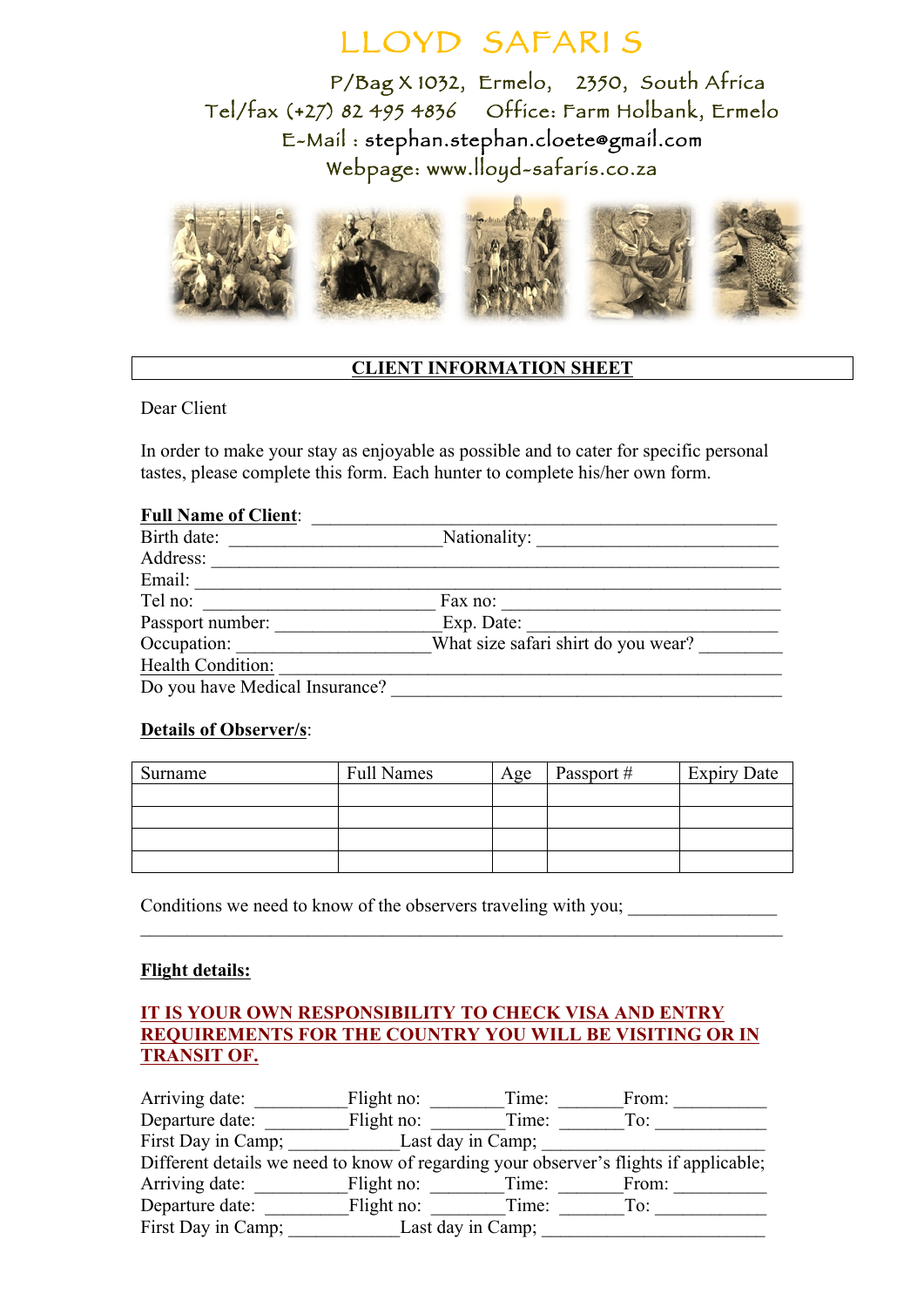# LLOYD SAFARI S

P/Bag X 1032, Ermelo, 2350, South Africa
Tel/fax (+27) 82 495 4836 Office: Farm Holbank, Ermelo
E-Mail : stephan.stephan.cloete@gmail.com
Webpage: www.lloyd-safaris.co.za

## CLIENT INFORMATION SHEET

Dear Client

In order to make your stay as enjoyable as possible and to cater for specific personal tastes, please complete this form. Each hunter to complete his/her own form.

**Full Name of Client**: ______________________________________________

Birth date: ______________________ Nationality: _________________________

Address: ________________________________________________________

Email: __________________________________________________________

Tel no: ________________________ Fax no: _____________________________

Passport number: ________________ Exp. Date: __________________________

Occupation: ____________________ What size safari shirt do you wear? _________

Health Condition: ________________________________________________

Do you have Medical Insurance? ___________________________________________

**Details of Observer/s**:

| Surname | Full Names | Age | Passport # | Expiry Date |
|---|---|---|---|---|
| | | | | |
| | | | | |
| | | | | |
| | | | | |

Conditions we need to know of the observers traveling with you; _______________
_____________________________________________________________________

**Flight details:**

**IT IS YOUR OWN RESPONSIBILITY TO CHECK VISA AND ENTRY REQUIREMENTS FOR THE COUNTRY YOU WILL BE VISITING OR IN TRANSIT OF.**

Arriving date: __________ Flight no: ________ Time: _______ From: __________

Departure date: _________ Flight no: ________ Time: _______ To: ____________

First Day in Camp; ____________ Last day in Camp; ________________________

Different details we need to know of regarding your observer's flights if applicable;

Arriving date: __________ Flight no: ________ Time: _______ From: __________

Departure date: _________ Flight no: ________ Time: _______ To: ____________

First Day in Camp; ____________ Last day in Camp; ________________________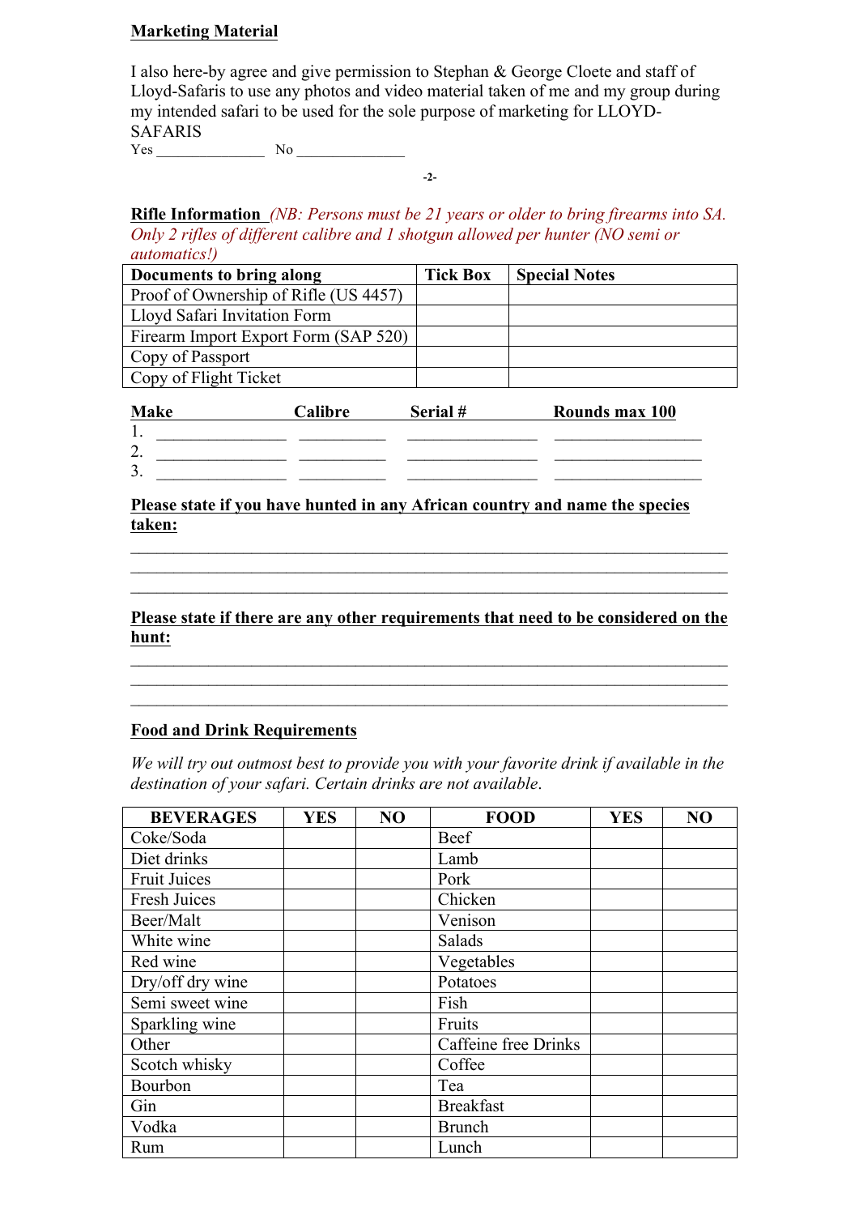**Marketing Material**

I also here-by agree and give permission to Stephan & George Cloete and staff of Lloyd-Safaris to use any photos and video material taken of me and my group during my intended safari to be used for the sole purpose of marketing for LLOYD-SAFARIS

Yes ______________ No ______________

**Rifle Information** *(NB: Persons must be 21 years or older to bring firearms into SA. Only 2 rifles of different calibre and 1 shotgun allowed per hunter (NO semi or automatics!)*

| Documents to bring along | Tick Box | Special Notes |
|---|---|---|
| Proof of Ownership of Rifle (US 4457) | | |
| Lloyd Safari Invitation Form | | |
| Firearm Import Export Form (SAP 520) | | |
| Copy of Passport | | |
| Copy of Flight Ticket | | |

| | Make | Calibre | Serial # | Rounds max 100 |
|---|---|---|---|---|
| 1. | ______________ | __________ | ______________ | ________________ |
| 2. | ______________ | __________ | ______________ | ________________ |
| 3. | ______________ | __________ | ______________ | ________________ |

**Please state if you have hunted in any African country and name the species taken:**

_________________________________________________________________
_________________________________________________________________
_________________________________________________________________

**Please state if there are any other requirements that need to be considered on the hunt:**

_________________________________________________________________
_________________________________________________________________
_________________________________________________________________

**Food and Drink Requirements**

*We will try out outmost best to provide you with your favorite drink if available in the destination of your safari. Certain drinks are not available.*

| BEVERAGES | YES | NO | FOOD | YES | NO |
|---|---|---|---|---|---|
| Coke/Soda | | | Beef | | |
| Diet drinks | | | Lamb | | |
| Fruit Juices | | | Pork | | |
| Fresh Juices | | | Chicken | | |
| Beer/Malt | | | Venison | | |
| White wine | | | Salads | | |
| Red wine | | | Vegetables | | |
| Dry/off dry wine | | | Potatoes | | |
| Semi sweet wine | | | Fish | | |
| Sparkling wine | | | Fruits | | |
| Other | | | Caffeine free Drinks | | |
| Scotch whisky | | | Coffee | | |
| Bourbon | | | Tea | | |
| Gin | | | Breakfast | | |
| Vodka | | | Brunch | | |
| Rum | | | Lunch | | |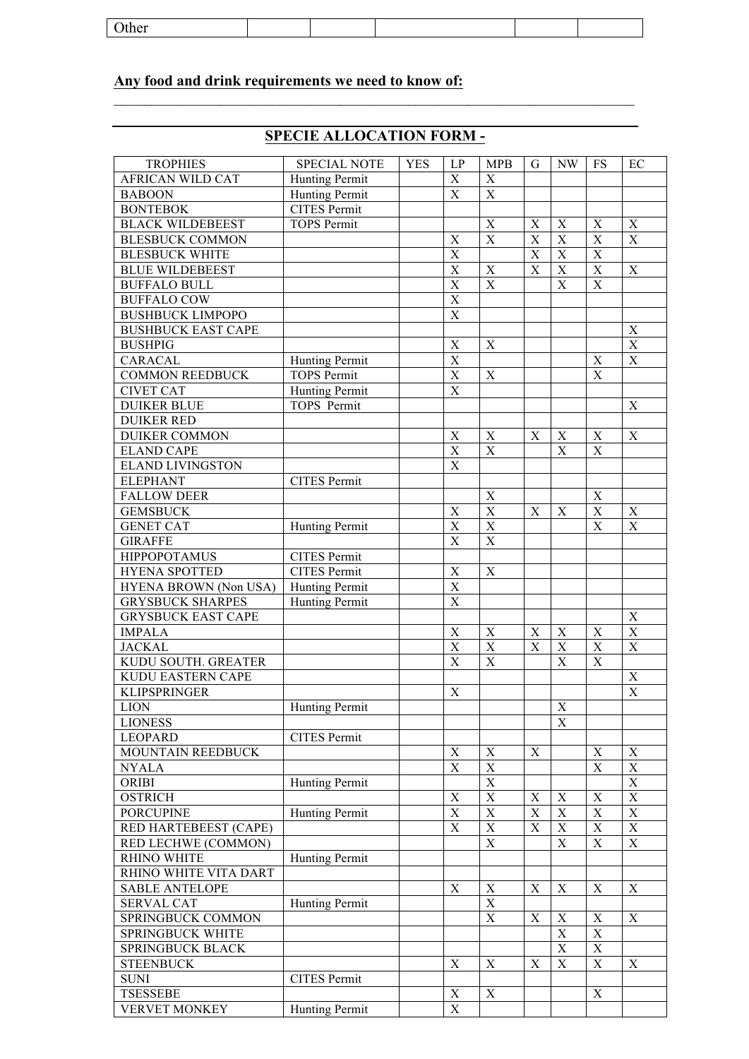| Other | | | | | |
|---|---|---|---|---|---|

**Any food and drink requirements we need to know of:**

______________________________________________________________________________

## SPECIE ALLOCATION FORM -

| TROPHIES | SPECIAL NOTE | YES | LP | MPB | G | NW | FS | EC |
|---|---|---|---|---|---|---|---|---|
| AFRICAN WILD CAT | Hunting Permit | | X | X | | | | |
| BABOON | Hunting Permit | | X | X | | | | |
| BONTEBOK | CITES Permit | | | | | | | |
| BLACK WILDEBEEST | TOPS Permit | | | X | X | X | X | X |
| BLESBUCK COMMON | | | X | X | X | X | X | X |
| BLESBUCK WHITE | | | X | | X | X | X | |
| BLUE WILDEBEEST | | | X | X | X | X | X | X |
| BUFFALO BULL | | | X | X | | X | X | |
| BUFFALO COW | | | X | | | | | |
| BUSHBUCK LIMPOPO | | | X | | | | | |
| BUSHBUCK EAST CAPE | | | | | | | | X |
| BUSHPIG | | | X | X | | | | X |
| CARACAL | Hunting Permit | | X | | | | X | X |
| COMMON REEDBUCK | TOPS Permit | | X | X | | | X | |
| CIVET CAT | Hunting Permit | | X | | | | | |
| DUIKER BLUE | TOPS Permit | | | | | | | X |
| DUIKER RED | | | | | | | | |
| DUIKER COMMON | | | X | X | X | X | X | X |
| ELAND CAPE | | | X | X | | X | X | |
| ELAND LIVINGSTON | | | X | | | | | |
| ELEPHANT | CITES Permit | | | | | | | |
| FALLOW DEER | | | | X | | | X | |
| GEMSBUCK | | | X | X | X | X | X | X |
| GENET CAT | Hunting Permit | | X | X | | | X | X |
| GIRAFFE | | | X | X | | | | |
| HIPPOPOTAMUS | CITES Permit | | | | | | | |
| HYENA SPOTTED | CITES Permit | | X | X | | | | |
| HYENA BROWN (Non USA) | Hunting Permit | | X | | | | | |
| GRYSBUCK SHARPES | Hunting Permit | | X | | | | | |
| GRYSBUCK EAST CAPE | | | | | | | | X |
| IMPALA | | | X | X | X | X | X | X |
| JACKAL | | | X | X | X | X | X | X |
| KUDU SOUTH. GREATER | | | X | X | | X | X | |
| KUDU EASTERN CAPE | | | | | | | | X |
| KLIPSPRINGER | | | X | | | | | X |
| LION | Hunting Permit | | | | | X | | |
| LIONESS | | | | | | X | | |
| LEOPARD | CITES Permit | | | | | | | |
| MOUNTAIN REEDBUCK | | | X | X | X | | X | X |
| NYALA | | | X | X | | | X | X |
| ORIBI | Hunting Permit | | | X | | | | X |
| OSTRICH | | | X | X | X | X | X | X |
| PORCUPINE | Hunting Permit | | X | X | X | X | X | X |
| RED HARTEBEEST (CAPE) | | | X | X | X | X | X | X |
| RED LECHWE (COMMON) | | | | X | | X | X | X |
| RHINO WHITE | Hunting Permit | | | | | | | |
| RHINO WHITE VITA DART | | | | | | | | |
| SABLE ANTELOPE | | | X | X | X | X | X | X |
| SERVAL CAT | Hunting Permit | | | X | | | | |
| SPRINGBUCK COMMON | | | | X | X | X | X | X |
| SPRINGBUCK WHITE | | | | | | X | X | |
| SPRINGBUCK BLACK | | | | | | X | X | |
| STEENBUCK | | | X | X | X | X | X | X |
| SUNI | CITES Permit | | | | | | | |
| TSESSEBE | | | X | X | | | X | |
| VERVET MONKEY | Hunting Permit | | X | | | | | |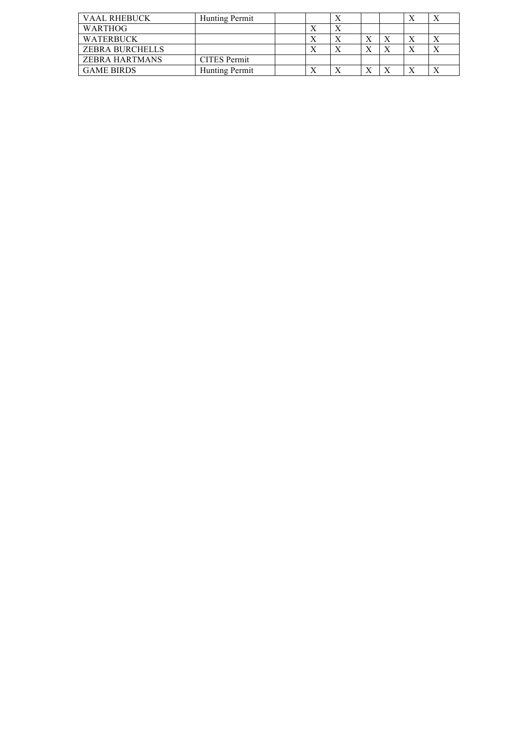| | | | | | | | | |
|---|---|---|---|---|---|---|---|---|
| VAAL RHEBUCK | Hunting Permit | | | X | | | X | X |
| WARTHOG | | | X | X | | | | |
| WATERBUCK | | | X | X | X | X | X | X |
| ZEBRA BURCHELLS | | | X | X | X | X | X | X |
| ZEBRA HARTMANS | CITES Permit | | | | | | | |
| GAME BIRDS | Hunting Permit | | X | X | X | X | X | X |